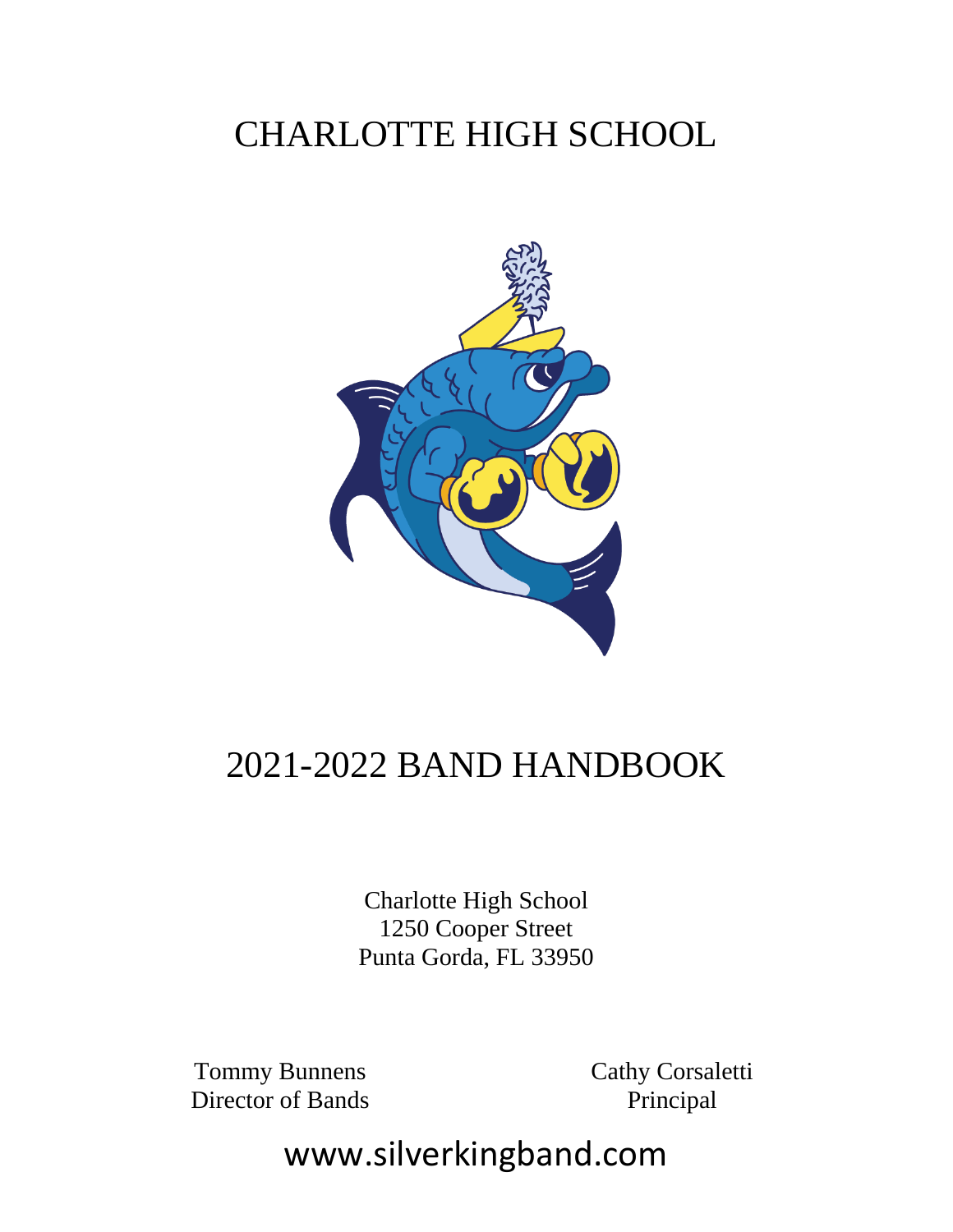# CHARLOTTE HIGH SCHOOL

# 2021-2022 BAND HANDBOOK

Charlotte High School
1250 Cooper Street
Punta Gorda, FL 33950

Tommy Bunnens
Director of Bands

Cathy Corsaletti
Principal

www.silverkingband.com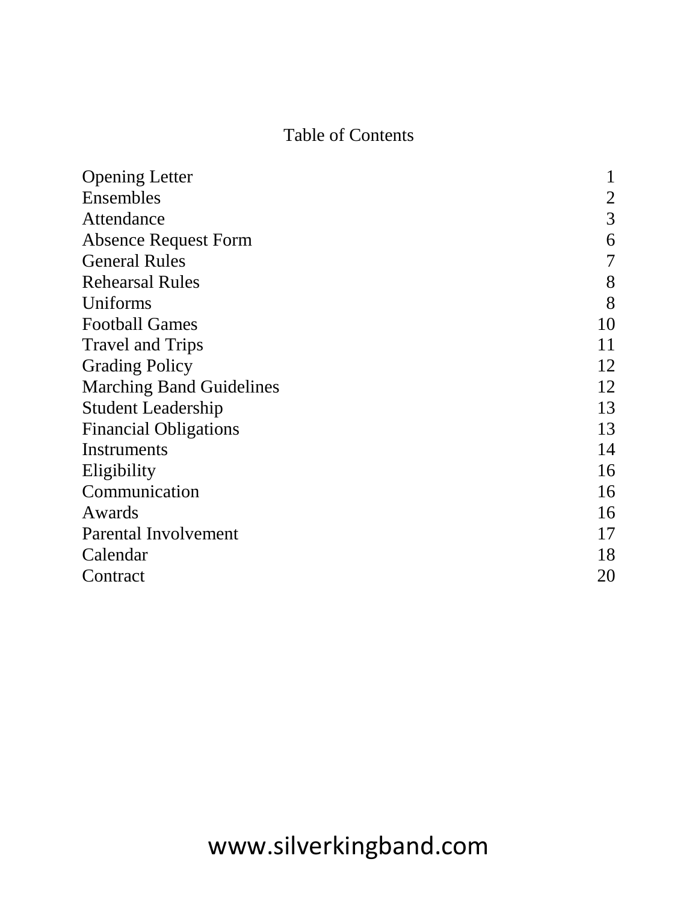# Table of Contents

| | |
|---|---|
| Opening Letter | 1 |
| Ensembles | 2 |
| Attendance | 3 |
| Absence Request Form | 6 |
| General Rules | 7 |
| Rehearsal Rules | 8 |
| Uniforms | 8 |
| Football Games | 10 |
| Travel and Trips | 11 |
| Grading Policy | 12 |
| Marching Band Guidelines | 12 |
| Student Leadership | 13 |
| Financial Obligations | 13 |
| Instruments | 14 |
| Eligibility | 16 |
| Communication | 16 |
| Awards | 16 |
| Parental Involvement | 17 |
| Calendar | 18 |
| Contract | 20 |

www.silverkingband.com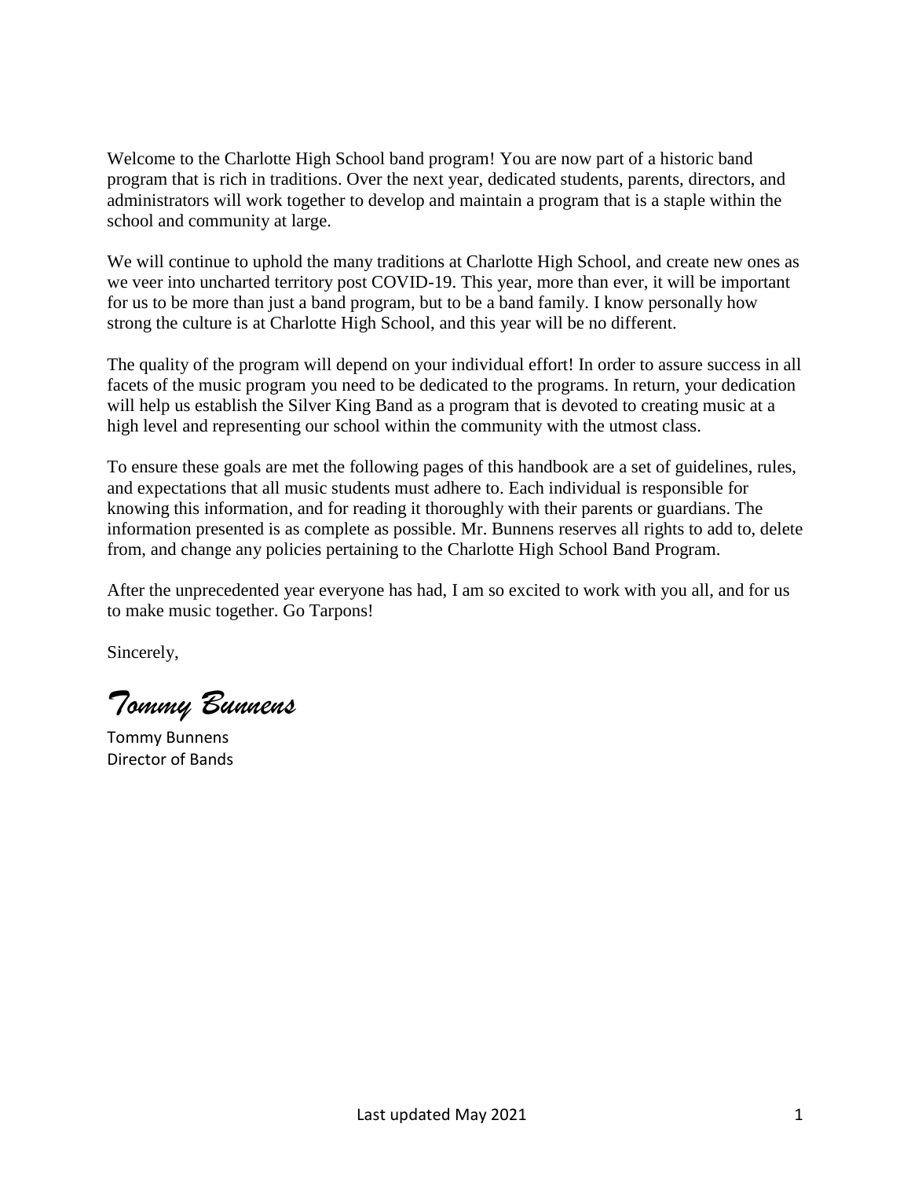Welcome to the Charlotte High School band program! You are now part of a historic band program that is rich in traditions. Over the next year, dedicated students, parents, directors, and administrators will work together to develop and maintain a program that is a staple within the school and community at large.

We will continue to uphold the many traditions at Charlotte High School, and create new ones as we veer into uncharted territory post COVID-19. This year, more than ever, it will be important for us to be more than just a band program, but to be a band family. I know personally how strong the culture is at Charlotte High School, and this year will be no different.

The quality of the program will depend on your individual effort! In order to assure success in all facets of the music program you need to be dedicated to the programs. In return, your dedication will help us establish the Silver King Band as a program that is devoted to creating music at a high level and representing our school within the community with the utmost class.

To ensure these goals are met the following pages of this handbook are a set of guidelines, rules, and expectations that all music students must adhere to. Each individual is responsible for knowing this information, and for reading it thoroughly with their parents or guardians. The information presented is as complete as possible. Mr. Bunnens reserves all rights to add to, delete from, and change any policies pertaining to the Charlotte High School Band Program.

After the unprecedented year everyone has had, I am so excited to work with you all, and for us to make music together. Go Tarpons!

Sincerely,

*Tommy Bunnens*

Tommy Bunnens
Director of Bands

Last updated May 2021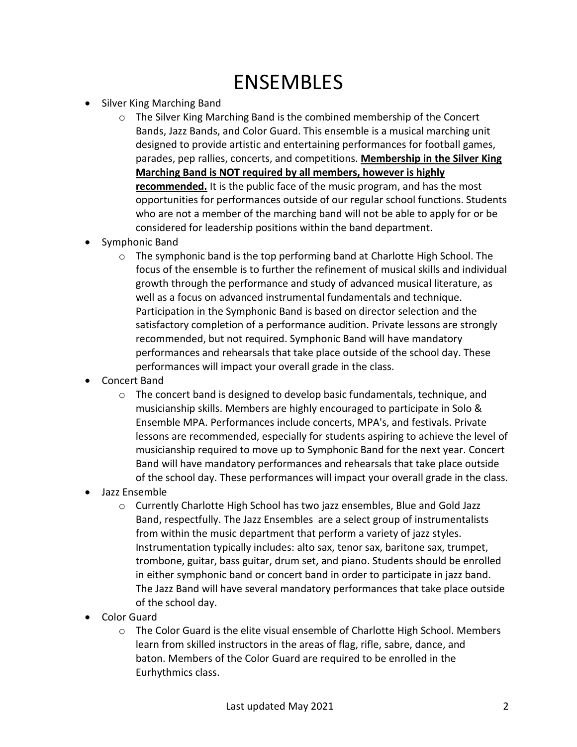# ENSEMBLES

- Silver King Marching Band
  - The Silver King Marching Band is the combined membership of the Concert Bands, Jazz Bands, and Color Guard. This ensemble is a musical marching unit designed to provide artistic and entertaining performances for football games, parades, pep rallies, concerts, and competitions. **Membership in the Silver King Marching Band is NOT required by all members, however is highly recommended.** It is the public face of the music program, and has the most opportunities for performances outside of our regular school functions. Students who are not a member of the marching band will not be able to apply for or be considered for leadership positions within the band department.
- Symphonic Band
  - The symphonic band is the top performing band at Charlotte High School. The focus of the ensemble is to further the refinement of musical skills and individual growth through the performance and study of advanced musical literature, as well as a focus on advanced instrumental fundamentals and technique. Participation in the Symphonic Band is based on director selection and the satisfactory completion of a performance audition. Private lessons are strongly recommended, but not required. Symphonic Band will have mandatory performances and rehearsals that take place outside of the school day. These performances will impact your overall grade in the class.
- Concert Band
  - The concert band is designed to develop basic fundamentals, technique, and musicianship skills. Members are highly encouraged to participate in Solo & Ensemble MPA. Performances include concerts, MPA's, and festivals. Private lessons are recommended, especially for students aspiring to achieve the level of musicianship required to move up to Symphonic Band for the next year. Concert Band will have mandatory performances and rehearsals that take place outside of the school day. These performances will impact your overall grade in the class.
- Jazz Ensemble
  - Currently Charlotte High School has two jazz ensembles, Blue and Gold Jazz Band, respectfully. The Jazz Ensembles are a select group of instrumentalists from within the music department that perform a variety of jazz styles. Instrumentation typically includes: alto sax, tenor sax, baritone sax, trumpet, trombone, guitar, bass guitar, drum set, and piano. Students should be enrolled in either symphonic band or concert band in order to participate in jazz band. The Jazz Band will have several mandatory performances that take place outside of the school day.
- Color Guard
  - The Color Guard is the elite visual ensemble of Charlotte High School. Members learn from skilled instructors in the areas of flag, rifle, sabre, dance, and baton. Members of the Color Guard are required to be enrolled in the Eurhythmics class.

Last updated May 2021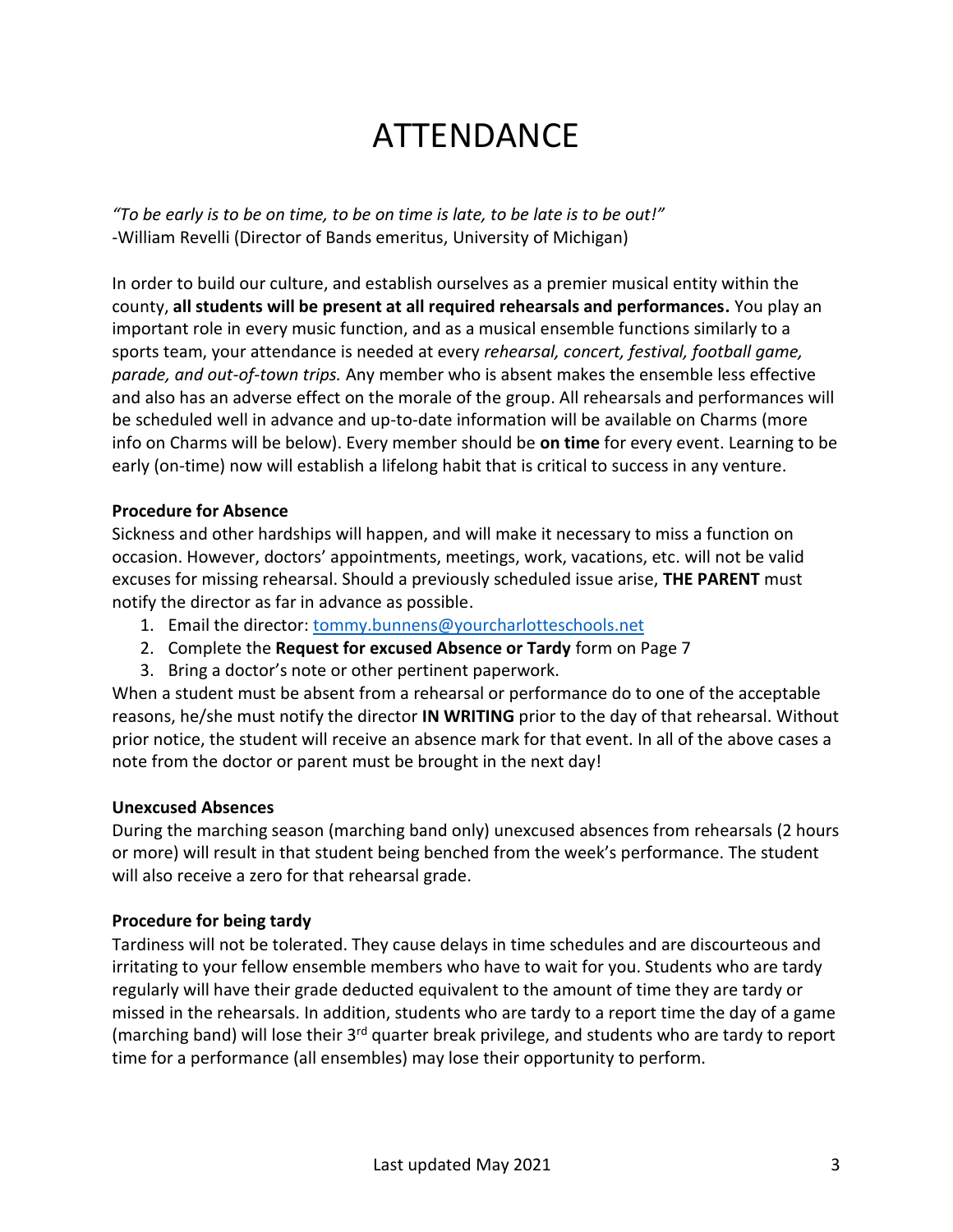# ATTENDANCE

*"To be early is to be on time, to be on time is late, to be late is to be out!"*
-William Revelli (Director of Bands emeritus, University of Michigan)

In order to build our culture, and establish ourselves as a premier musical entity within the county, **all students will be present at all required rehearsals and performances.** You play an important role in every music function, and as a musical ensemble functions similarly to a sports team, your attendance is needed at every *rehearsal, concert, festival, football game, parade, and out-of-town trips.* Any member who is absent makes the ensemble less effective and also has an adverse effect on the morale of the group. All rehearsals and performances will be scheduled well in advance and up-to-date information will be available on Charms (more info on Charms will be below). Every member should be **on time** for every event. Learning to be early (on-time) now will establish a lifelong habit that is critical to success in any venture.

**Procedure for Absence**

Sickness and other hardships will happen, and will make it necessary to miss a function on occasion. However, doctors' appointments, meetings, work, vacations, etc. will not be valid excuses for missing rehearsal. Should a previously scheduled issue arise, **THE PARENT** must notify the director as far in advance as possible.

1. Email the director: tommy.bunnens@yourcharlotteschools.net
2. Complete the **Request for excused Absence or Tardy** form on Page 7
3. Bring a doctor's note or other pertinent paperwork.

When a student must be absent from a rehearsal or performance do to one of the acceptable reasons, he/she must notify the director **IN WRITING** prior to the day of that rehearsal. Without prior notice, the student will receive an absence mark for that event. In all of the above cases a note from the doctor or parent must be brought in the next day!

**Unexcused Absences**

During the marching season (marching band only) unexcused absences from rehearsals (2 hours or more) will result in that student being benched from the week's performance. The student will also receive a zero for that rehearsal grade.

**Procedure for being tardy**

Tardiness will not be tolerated. They cause delays in time schedules and are discourteous and irritating to your fellow ensemble members who have to wait for you. Students who are tardy regularly will have their grade deducted equivalent to the amount of time they are tardy or missed in the rehearsals. In addition, students who are tardy to a report time the day of a game (marching band) will lose their 3rd quarter break privilege, and students who are tardy to report time for a performance (all ensembles) may lose their opportunity to perform.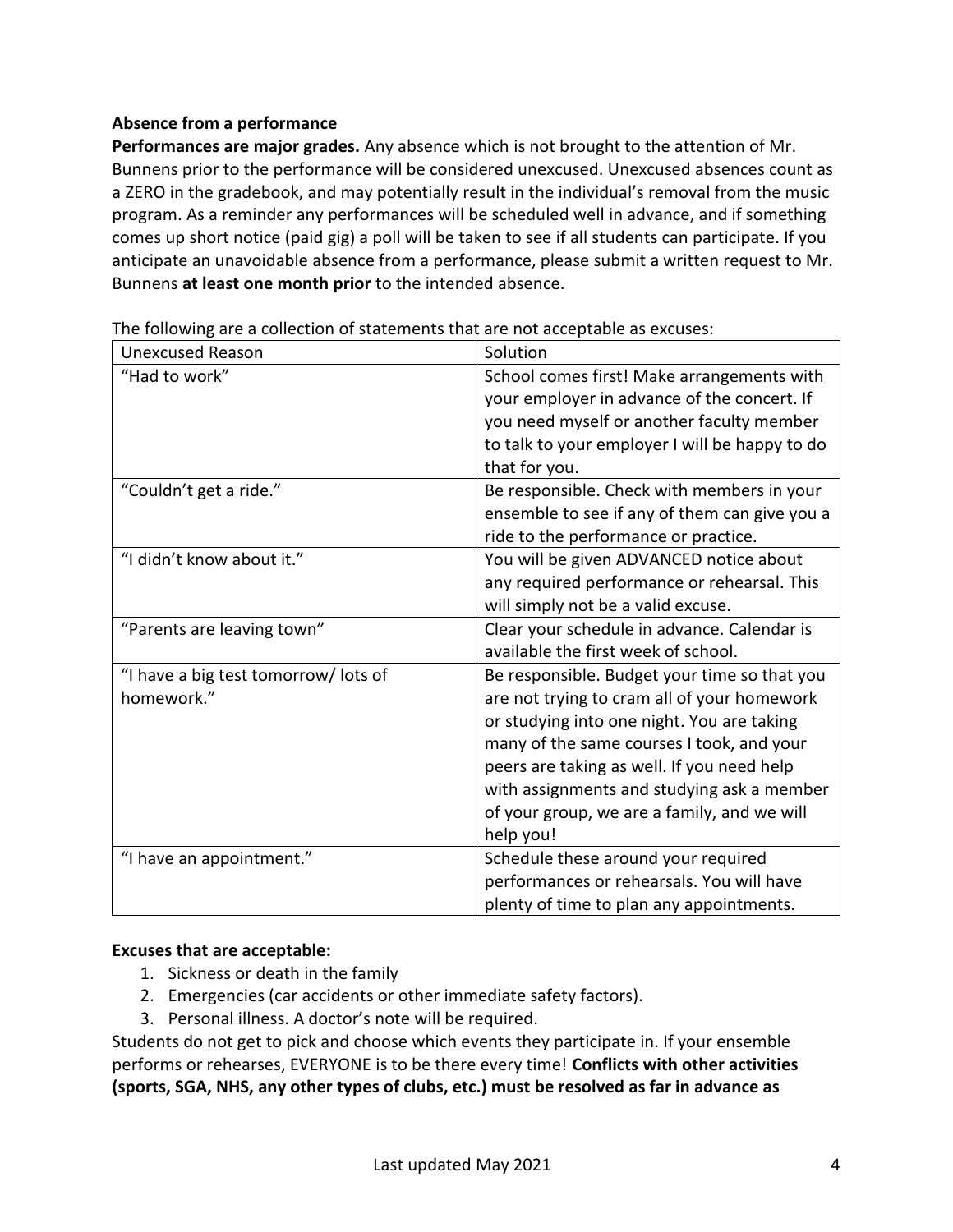**Absence from a performance**

**Performances are major grades.** Any absence which is not brought to the attention of Mr. Bunnens prior to the performance will be considered unexcused. Unexcused absences count as a ZERO in the gradebook, and may potentially result in the individual's removal from the music program. As a reminder any performances will be scheduled well in advance, and if something comes up short notice (paid gig) a poll will be taken to see if all students can participate. If you anticipate an unavoidable absence from a performance, please submit a written request to Mr. Bunnens **at least one month prior** to the intended absence.

The following are a collection of statements that are not acceptable as excuses:

| Unexcused Reason | Solution |
|---|---|
| "Had to work" | School comes first! Make arrangements with your employer in advance of the concert. If you need myself or another faculty member to talk to your employer I will be happy to do that for you. |
| "Couldn't get a ride." | Be responsible. Check with members in your ensemble to see if any of them can give you a ride to the performance or practice. |
| "I didn't know about it." | You will be given ADVANCED notice about any required performance or rehearsal. This will simply not be a valid excuse. |
| "Parents are leaving town" | Clear your schedule in advance. Calendar is available the first week of school. |
| "I have a big test tomorrow/ lots of homework." | Be responsible. Budget your time so that you are not trying to cram all of your homework or studying into one night. You are taking many of the same courses I took, and your peers are taking as well. If you need help with assignments and studying ask a member of your group, we are a family, and we will help you! |
| "I have an appointment." | Schedule these around your required performances or rehearsals. You will have plenty of time to plan any appointments. |

**Excuses that are acceptable:**

1. Sickness or death in the family
2. Emergencies (car accidents or other immediate safety factors).
3. Personal illness. A doctor's note will be required.

Students do not get to pick and choose which events they participate in. If your ensemble performs or rehearses, EVERYONE is to be there every time! **Conflicts with other activities (sports, SGA, NHS, any other types of clubs, etc.) must be resolved as far in advance as**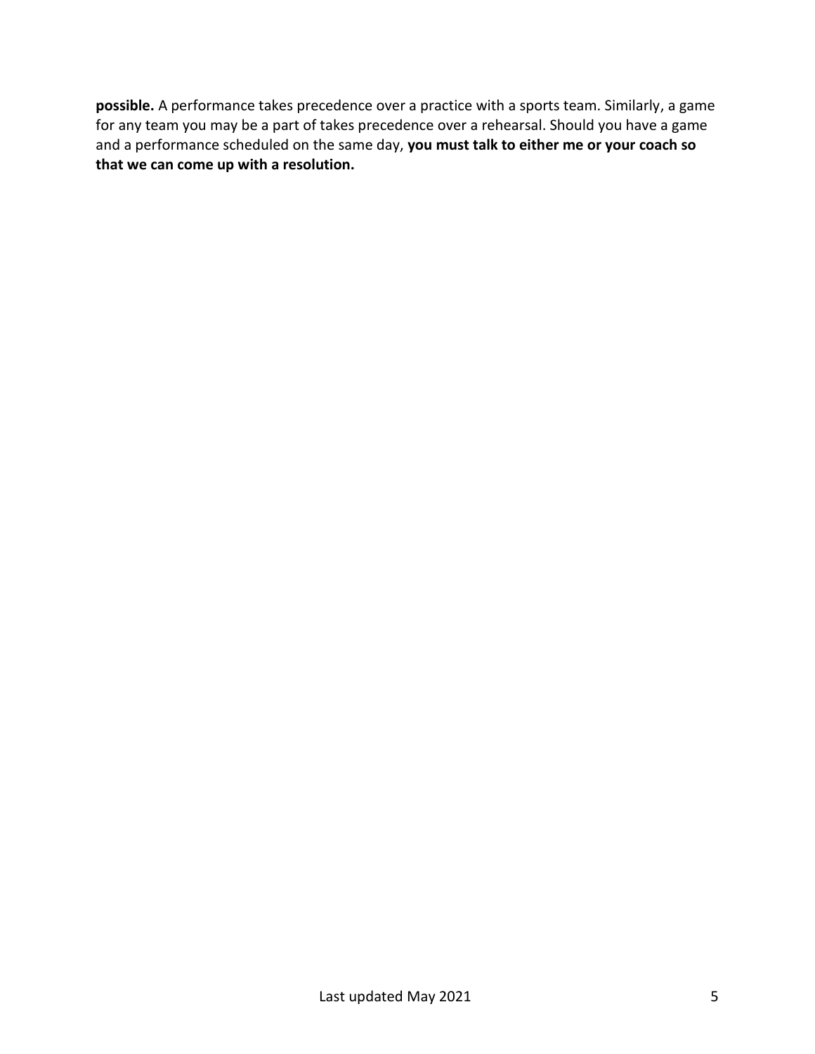**possible.** A performance takes precedence over a practice with a sports team. Similarly, a game for any team you may be a part of takes precedence over a rehearsal. Should you have a game and a performance scheduled on the same day, **you must talk to either me or your coach so that we can come up with a resolution.**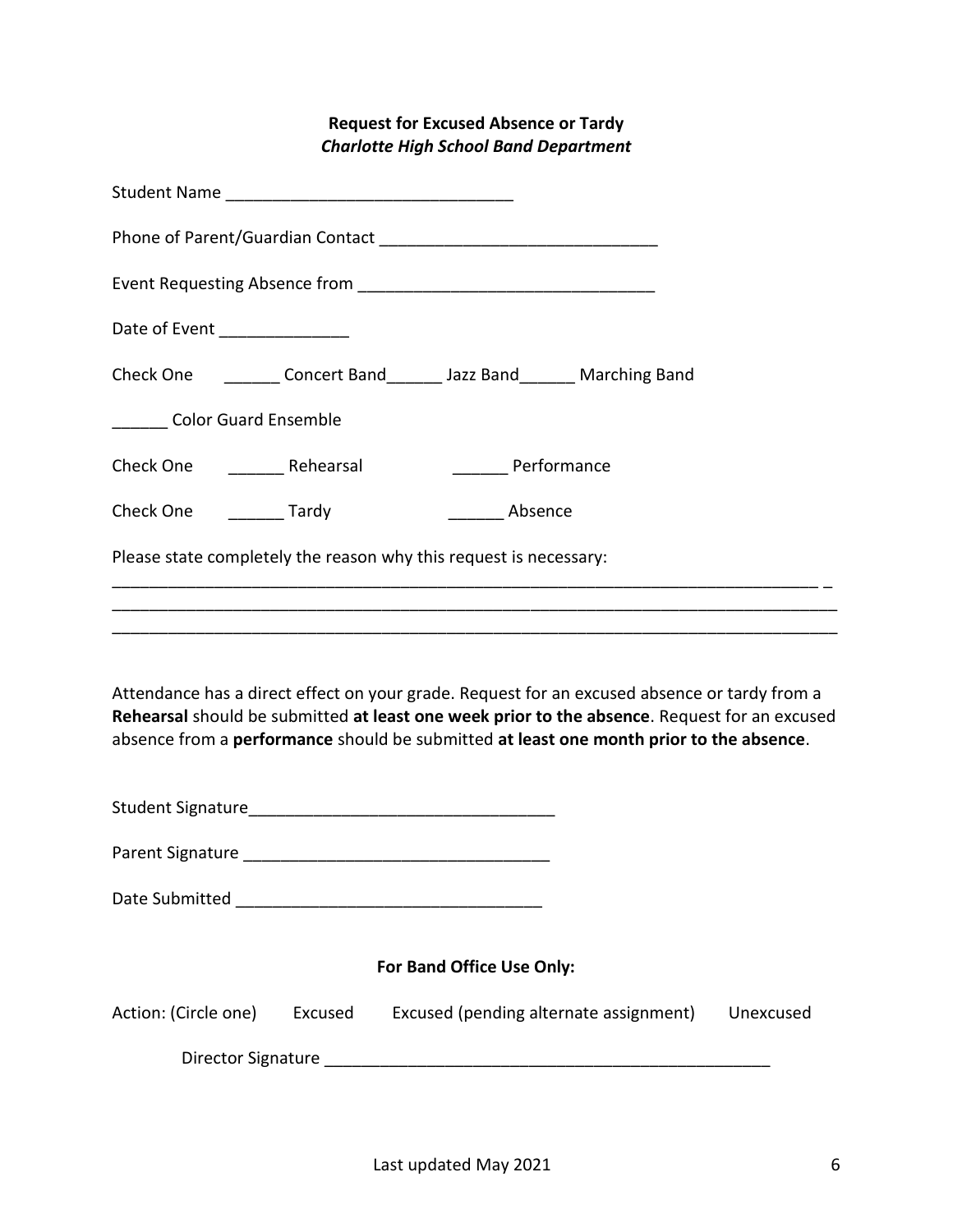**Request for Excused Absence or Tardy**
***Charlotte High School Band Department***

Student Name _______________________________

Phone of Parent/Guardian Contact _____________________________

Event Requesting Absence from _______________________________

Date of Event ______________

Check One ______ Concert Band______ Jazz Band______ Marching Band

______ Color Guard Ensemble

Check One ______ Rehearsal ______ Performance

Check One ______ Tardy ______ Absence

Please state completely the reason why this request is necessary:

_____________________________________________________________________________ _
______________________________________________________________________________
______________________________________________________________________________

Attendance has a direct effect on your grade. Request for an excused absence or tardy from a **Rehearsal** should be submitted **at least one week prior to the absence**. Request for an excused absence from a **performance** should be submitted **at least one month prior to the absence**.

Student Signature_________________________________

Parent Signature _________________________________

Date Submitted _________________________________

**For Band Office Use Only:**

Action: (Circle one) Excused Excused (pending alternate assignment) Unexcused

Director Signature ________________________________________________

Last updated May 2021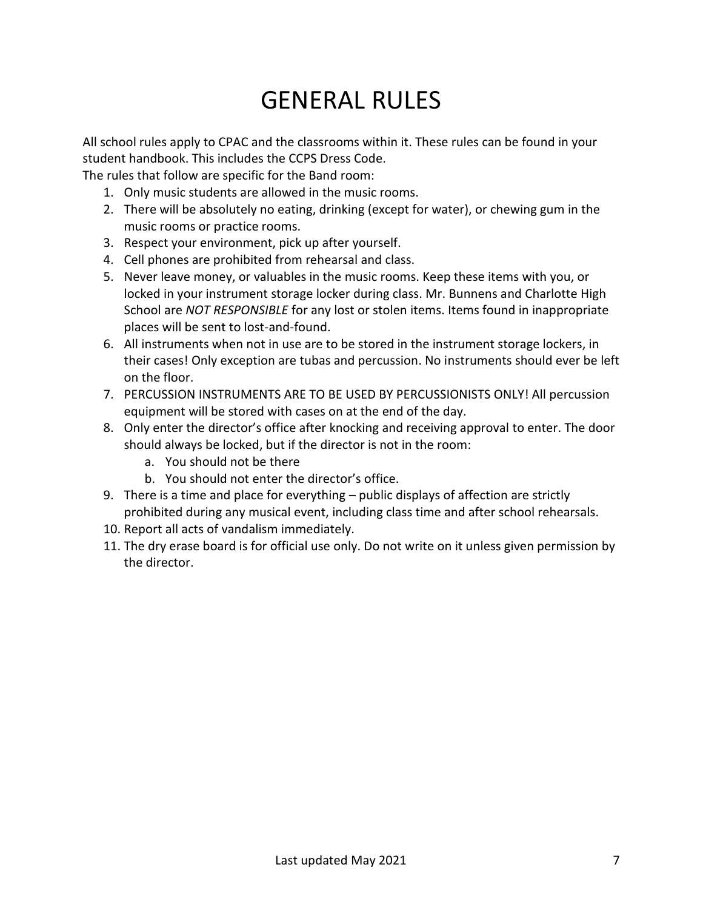# GENERAL RULES

All school rules apply to CPAC and the classrooms within it. These rules can be found in your student handbook. This includes the CCPS Dress Code.
The rules that follow are specific for the Band room:

1. Only music students are allowed in the music rooms.
2. There will be absolutely no eating, drinking (except for water), or chewing gum in the music rooms or practice rooms.
3. Respect your environment, pick up after yourself.
4. Cell phones are prohibited from rehearsal and class.
5. Never leave money, or valuables in the music rooms. Keep these items with you, or locked in your instrument storage locker during class. Mr. Bunnens and Charlotte High School are *NOT RESPONSIBLE* for any lost or stolen items. Items found in inappropriate places will be sent to lost-and-found.
6. All instruments when not in use are to be stored in the instrument storage lockers, in their cases! Only exception are tubas and percussion. No instruments should ever be left on the floor.
7. PERCUSSION INSTRUMENTS ARE TO BE USED BY PERCUSSIONISTS ONLY! All percussion equipment will be stored with cases on at the end of the day.
8. Only enter the director's office after knocking and receiving approval to enter. The door should always be locked, but if the director is not in the room:
    a. You should not be there
    b. You should not enter the director's office.
9. There is a time and place for everything – public displays of affection are strictly prohibited during any musical event, including class time and after school rehearsals.
10. Report all acts of vandalism immediately.
11. The dry erase board is for official use only. Do not write on it unless given permission by the director.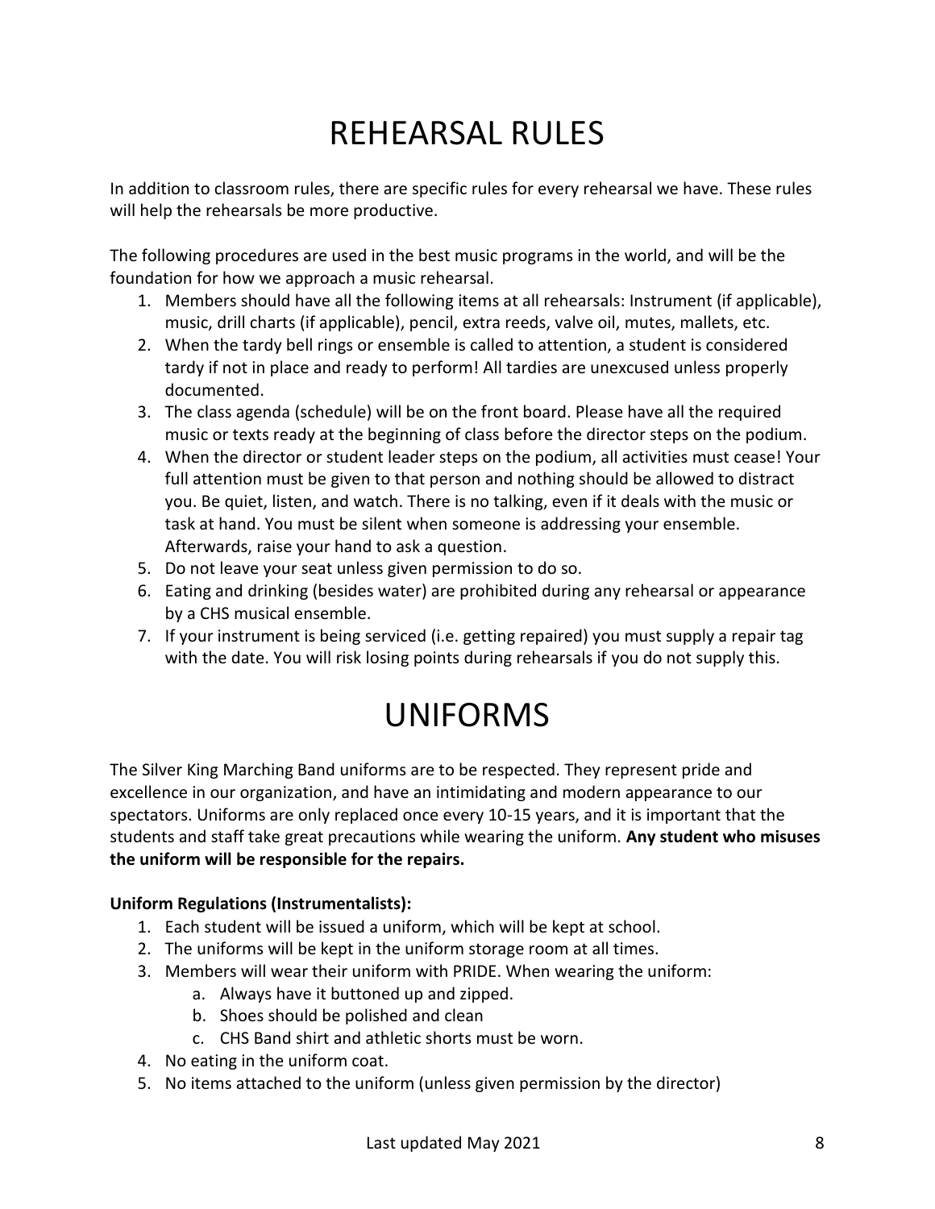# REHEARSAL RULES

In addition to classroom rules, there are specific rules for every rehearsal we have. These rules will help the rehearsals be more productive.

The following procedures are used in the best music programs in the world, and will be the foundation for how we approach a music rehearsal.

1. Members should have all the following items at all rehearsals: Instrument (if applicable), music, drill charts (if applicable), pencil, extra reeds, valve oil, mutes, mallets, etc.
2. When the tardy bell rings or ensemble is called to attention, a student is considered tardy if not in place and ready to perform! All tardies are unexcused unless properly documented.
3. The class agenda (schedule) will be on the front board. Please have all the required music or texts ready at the beginning of class before the director steps on the podium.
4. When the director or student leader steps on the podium, all activities must cease! Your full attention must be given to that person and nothing should be allowed to distract you. Be quiet, listen, and watch. There is no talking, even if it deals with the music or task at hand. You must be silent when someone is addressing your ensemble. Afterwards, raise your hand to ask a question.
5. Do not leave your seat unless given permission to do so.
6. Eating and drinking (besides water) are prohibited during any rehearsal or appearance by a CHS musical ensemble.
7. If your instrument is being serviced (i.e. getting repaired) you must supply a repair tag with the date. You will risk losing points during rehearsals if you do not supply this.

# UNIFORMS

The Silver King Marching Band uniforms are to be respected. They represent pride and excellence in our organization, and have an intimidating and modern appearance to our spectators. Uniforms are only replaced once every 10-15 years, and it is important that the students and staff take great precautions while wearing the uniform. **Any student who misuses the uniform will be responsible for the repairs.**

**Uniform Regulations (Instrumentalists):**

1. Each student will be issued a uniform, which will be kept at school.
2. The uniforms will be kept in the uniform storage room at all times.
3. Members will wear their uniform with PRIDE. When wearing the uniform:
   a. Always have it buttoned up and zipped.
   b. Shoes should be polished and clean
   c. CHS Band shirt and athletic shorts must be worn.
4. No eating in the uniform coat.
5. No items attached to the uniform (unless given permission by the director)

Last updated May 2021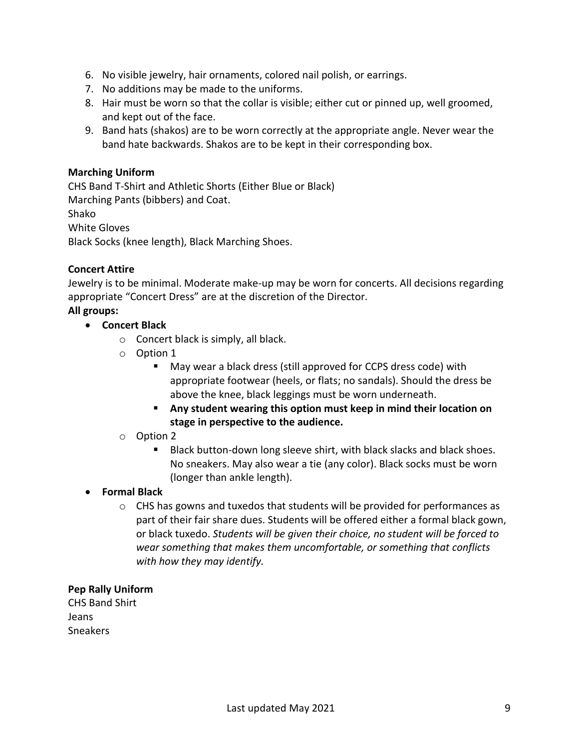6. No visible jewelry, hair ornaments, colored nail polish, or earrings.
7. No additions may be made to the uniforms.
8. Hair must be worn so that the collar is visible; either cut or pinned up, well groomed, and kept out of the face.
9. Band hats (shakos) are to be worn correctly at the appropriate angle. Never wear the band hate backwards. Shakos are to be kept in their corresponding box.

**Marching Uniform**

CHS Band T-Shirt and Athletic Shorts (Either Blue or Black)
Marching Pants (bibbers) and Coat.
Shako
White Gloves
Black Socks (knee length), Black Marching Shoes.

**Concert Attire**

Jewelry is to be minimal. Moderate make-up may be worn for concerts. All decisions regarding appropriate "Concert Dress" are at the discretion of the Director.

**All groups:**

- **Concert Black**
  - Concert black is simply, all black.
  - Option 1
    - May wear a black dress (still approved for CCPS dress code) with appropriate footwear (heels, or flats; no sandals). Should the dress be above the knee, black leggings must be worn underneath.
    - **Any student wearing this option must keep in mind their location on stage in perspective to the audience.**
  - Option 2
    - Black button-down long sleeve shirt, with black slacks and black shoes. No sneakers. May also wear a tie (any color). Black socks must be worn (longer than ankle length).
- **Formal Black**
  - CHS has gowns and tuxedos that students will be provided for performances as part of their fair share dues. Students will be offered either a formal black gown, or black tuxedo. *Students will be given their choice, no student will be forced to wear something that makes them uncomfortable, or something that conflicts with how they may identify.*

**Pep Rally Uniform**

CHS Band Shirt
Jeans
Sneakers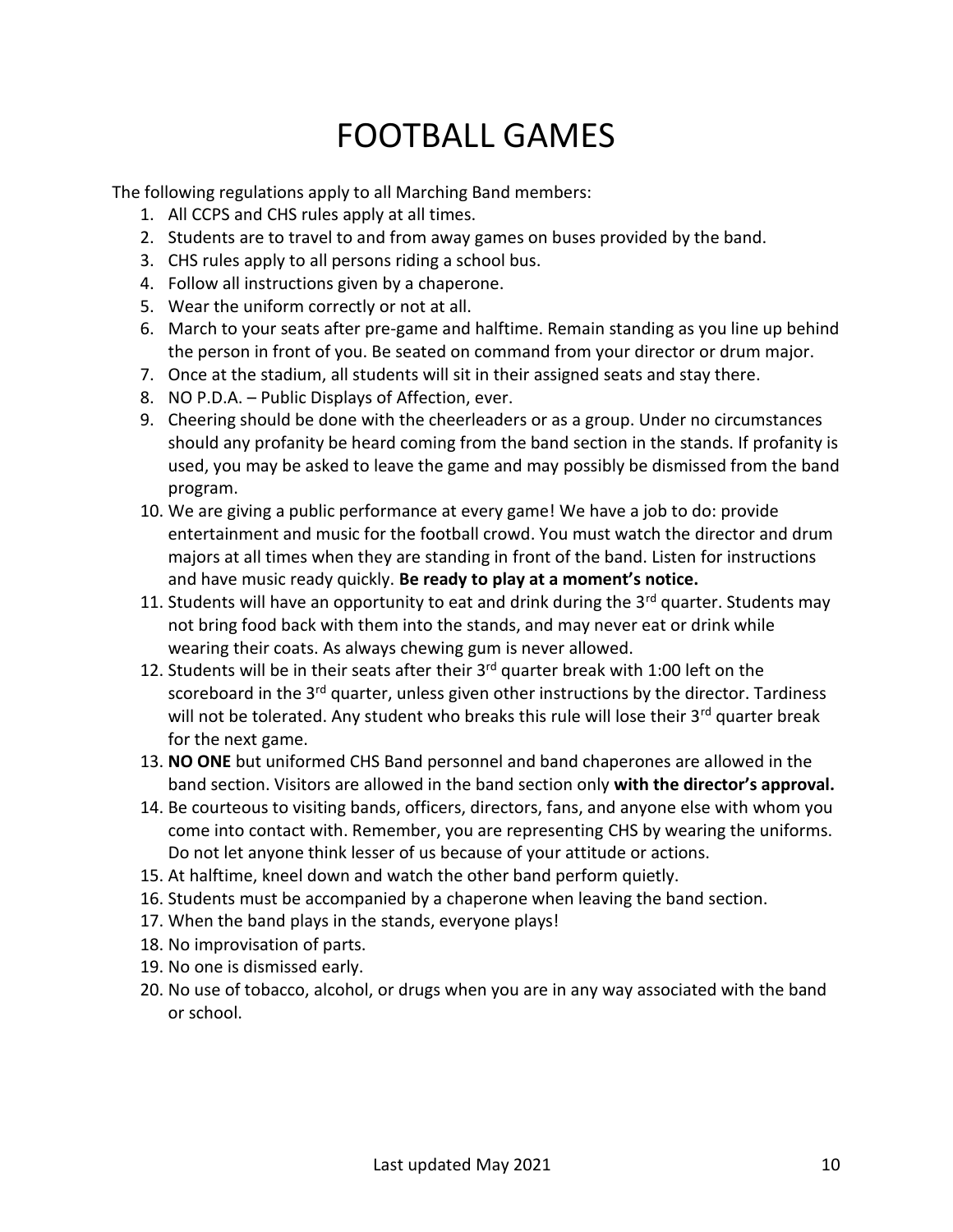# FOOTBALL GAMES

The following regulations apply to all Marching Band members:

1. All CCPS and CHS rules apply at all times.
2. Students are to travel to and from away games on buses provided by the band.
3. CHS rules apply to all persons riding a school bus.
4. Follow all instructions given by a chaperone.
5. Wear the uniform correctly or not at all.
6. March to your seats after pre-game and halftime. Remain standing as you line up behind the person in front of you. Be seated on command from your director or drum major.
7. Once at the stadium, all students will sit in their assigned seats and stay there.
8. NO P.D.A. – Public Displays of Affection, ever.
9. Cheering should be done with the cheerleaders or as a group. Under no circumstances should any profanity be heard coming from the band section in the stands. If profanity is used, you may be asked to leave the game and may possibly be dismissed from the band program.
10. We are giving a public performance at every game! We have a job to do: provide entertainment and music for the football crowd. You must watch the director and drum majors at all times when they are standing in front of the band. Listen for instructions and have music ready quickly. **Be ready to play at a moment's notice.**
11. Students will have an opportunity to eat and drink during the 3rd quarter. Students may not bring food back with them into the stands, and may never eat or drink while wearing their coats. As always chewing gum is never allowed.
12. Students will be in their seats after their 3rd quarter break with 1:00 left on the scoreboard in the 3rd quarter, unless given other instructions by the director. Tardiness will not be tolerated. Any student who breaks this rule will lose their 3rd quarter break for the next game.
13. **NO ONE** but uniformed CHS Band personnel and band chaperones are allowed in the band section. Visitors are allowed in the band section only **with the director's approval.**
14. Be courteous to visiting bands, officers, directors, fans, and anyone else with whom you come into contact with. Remember, you are representing CHS by wearing the uniforms. Do not let anyone think lesser of us because of your attitude or actions.
15. At halftime, kneel down and watch the other band perform quietly.
16. Students must be accompanied by a chaperone when leaving the band section.
17. When the band plays in the stands, everyone plays!
18. No improvisation of parts.
19. No one is dismissed early.
20. No use of tobacco, alcohol, or drugs when you are in any way associated with the band or school.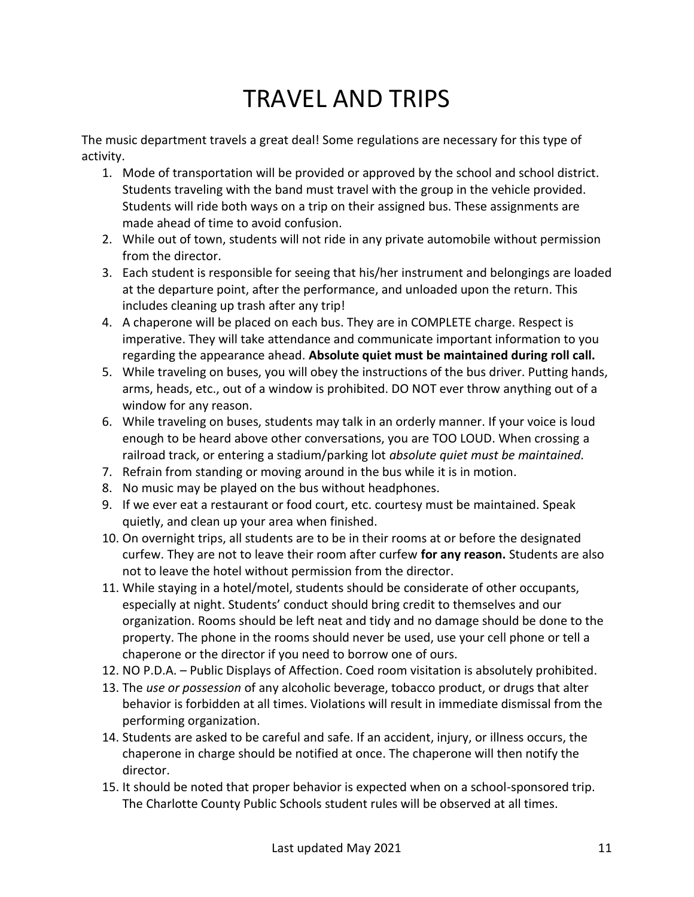# TRAVEL AND TRIPS

The music department travels a great deal! Some regulations are necessary for this type of activity.

1. Mode of transportation will be provided or approved by the school and school district. Students traveling with the band must travel with the group in the vehicle provided. Students will ride both ways on a trip on their assigned bus. These assignments are made ahead of time to avoid confusion.
2. While out of town, students will not ride in any private automobile without permission from the director.
3. Each student is responsible for seeing that his/her instrument and belongings are loaded at the departure point, after the performance, and unloaded upon the return. This includes cleaning up trash after any trip!
4. A chaperone will be placed on each bus. They are in COMPLETE charge. Respect is imperative. They will take attendance and communicate important information to you regarding the appearance ahead. **Absolute quiet must be maintained during roll call.**
5. While traveling on buses, you will obey the instructions of the bus driver. Putting hands, arms, heads, etc., out of a window is prohibited. DO NOT ever throw anything out of a window for any reason.
6. While traveling on buses, students may talk in an orderly manner. If your voice is loud enough to be heard above other conversations, you are TOO LOUD. When crossing a railroad track, or entering a stadium/parking lot *absolute quiet must be maintained.*
7. Refrain from standing or moving around in the bus while it is in motion.
8. No music may be played on the bus without headphones.
9. If we ever eat a restaurant or food court, etc. courtesy must be maintained. Speak quietly, and clean up your area when finished.
10. On overnight trips, all students are to be in their rooms at or before the designated curfew. They are not to leave their room after curfew **for any reason.** Students are also not to leave the hotel without permission from the director.
11. While staying in a hotel/motel, students should be considerate of other occupants, especially at night. Students' conduct should bring credit to themselves and our organization. Rooms should be left neat and tidy and no damage should be done to the property. The phone in the rooms should never be used, use your cell phone or tell a chaperone or the director if you need to borrow one of ours.
12. NO P.D.A. – Public Displays of Affection. Coed room visitation is absolutely prohibited.
13. The *use or possession* of any alcoholic beverage, tobacco product, or drugs that alter behavior is forbidden at all times. Violations will result in immediate dismissal from the performing organization.
14. Students are asked to be careful and safe. If an accident, injury, or illness occurs, the chaperone in charge should be notified at once. The chaperone will then notify the director.
15. It should be noted that proper behavior is expected when on a school-sponsored trip. The Charlotte County Public Schools student rules will be observed at all times.

Last updated May 2021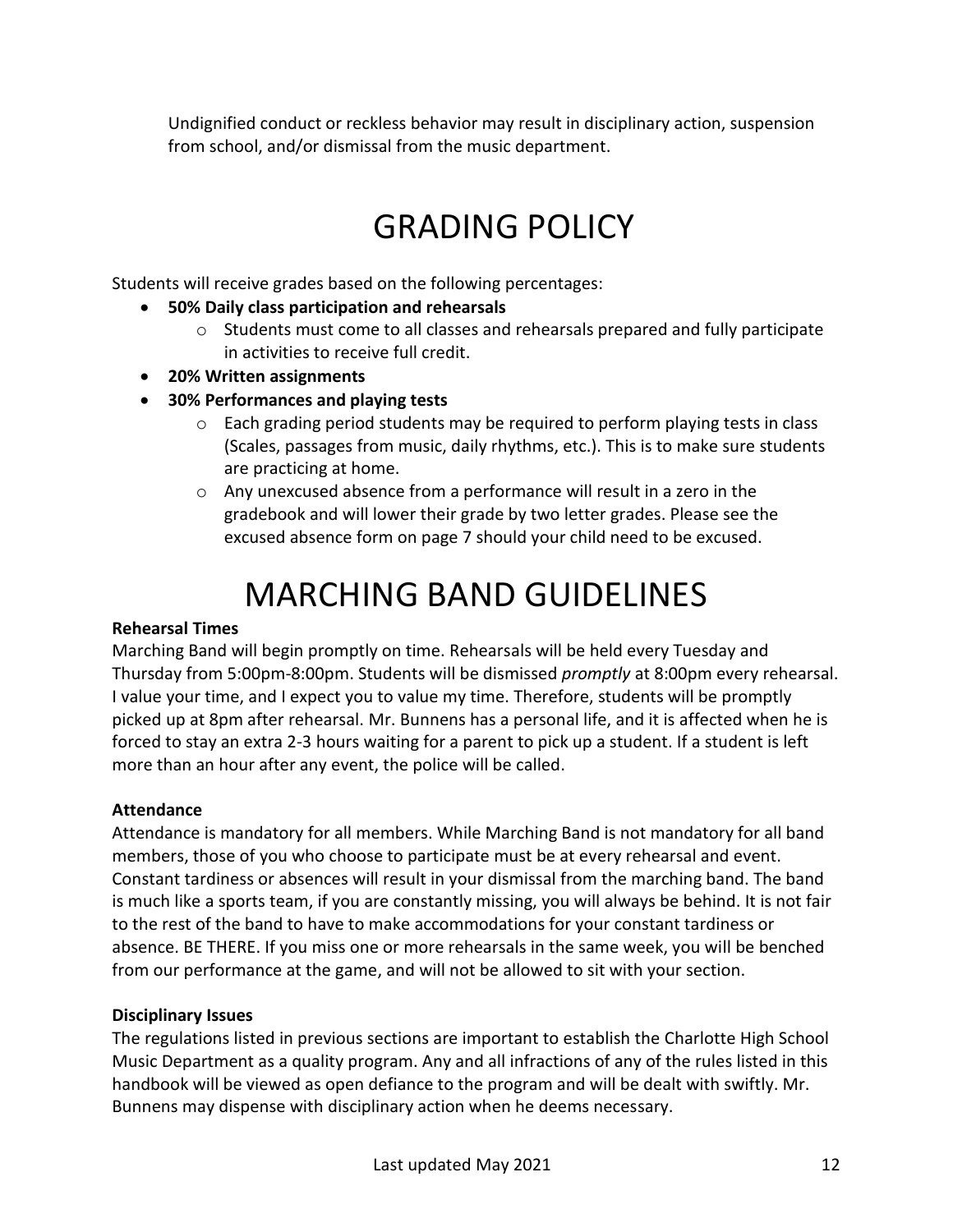Undignified conduct or reckless behavior may result in disciplinary action, suspension from school, and/or dismissal from the music department.

# GRADING POLICY

Students will receive grades based on the following percentages:

- **50% Daily class participation and rehearsals**
  - Students must come to all classes and rehearsals prepared and fully participate in activities to receive full credit.
- **20% Written assignments**
- **30% Performances and playing tests**
  - Each grading period students may be required to perform playing tests in class (Scales, passages from music, daily rhythms, etc.). This is to make sure students are practicing at home.
  - Any unexcused absence from a performance will result in a zero in the gradebook and will lower their grade by two letter grades. Please see the excused absence form on page 7 should your child need to be excused.

# MARCHING BAND GUIDELINES

**Rehearsal Times**

Marching Band will begin promptly on time. Rehearsals will be held every Tuesday and Thursday from 5:00pm-8:00pm. Students will be dismissed *promptly* at 8:00pm every rehearsal. I value your time, and I expect you to value my time. Therefore, students will be promptly picked up at 8pm after rehearsal. Mr. Bunnens has a personal life, and it is affected when he is forced to stay an extra 2-3 hours waiting for a parent to pick up a student. If a student is left more than an hour after any event, the police will be called.

**Attendance**

Attendance is mandatory for all members. While Marching Band is not mandatory for all band members, those of you who choose to participate must be at every rehearsal and event. Constant tardiness or absences will result in your dismissal from the marching band. The band is much like a sports team, if you are constantly missing, you will always be behind. It is not fair to the rest of the band to have to make accommodations for your constant tardiness or absence. BE THERE. If you miss one or more rehearsals in the same week, you will be benched from our performance at the game, and will not be allowed to sit with your section.

**Disciplinary Issues**

The regulations listed in previous sections are important to establish the Charlotte High School Music Department as a quality program. Any and all infractions of any of the rules listed in this handbook will be viewed as open defiance to the program and will be dealt with swiftly. Mr. Bunnens may dispense with disciplinary action when he deems necessary.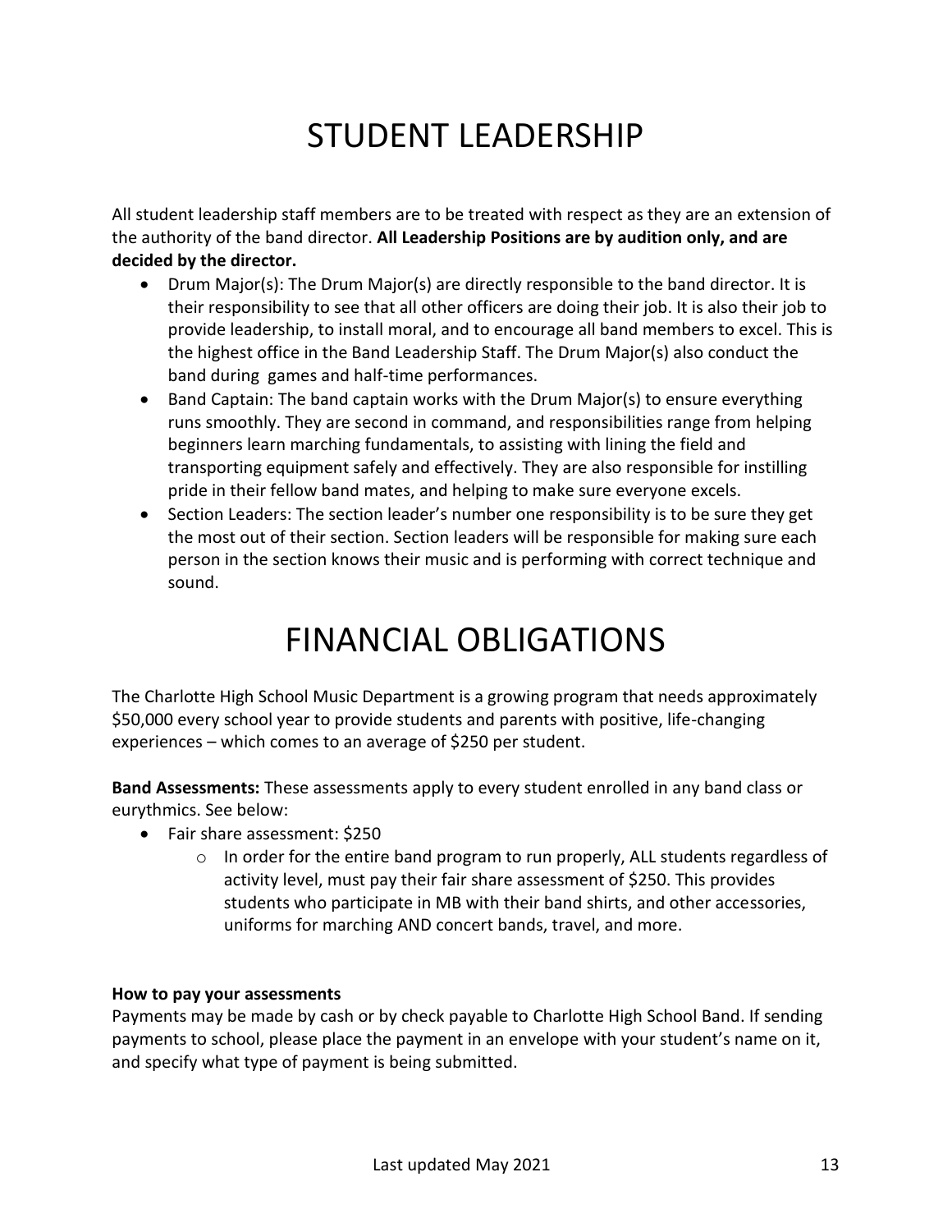# STUDENT LEADERSHIP

All student leadership staff members are to be treated with respect as they are an extension of the authority of the band director. **All Leadership Positions are by audition only, and are decided by the director.**

- Drum Major(s): The Drum Major(s) are directly responsible to the band director. It is their responsibility to see that all other officers are doing their job. It is also their job to provide leadership, to install moral, and to encourage all band members to excel. This is the highest office in the Band Leadership Staff. The Drum Major(s) also conduct the band during games and half-time performances.
- Band Captain: The band captain works with the Drum Major(s) to ensure everything runs smoothly. They are second in command, and responsibilities range from helping beginners learn marching fundamentals, to assisting with lining the field and transporting equipment safely and effectively. They are also responsible for instilling pride in their fellow band mates, and helping to make sure everyone excels.
- Section Leaders: The section leader's number one responsibility is to be sure they get the most out of their section. Section leaders will be responsible for making sure each person in the section knows their music and is performing with correct technique and sound.

# FINANCIAL OBLIGATIONS

The Charlotte High School Music Department is a growing program that needs approximately $50,000 every school year to provide students and parents with positive, life-changing experiences – which comes to an average of $250 per student.

**Band Assessments:** These assessments apply to every student enrolled in any band class or eurythmics. See below:

- Fair share assessment: $250
    - In order for the entire band program to run properly, ALL students regardless of activity level, must pay their fair share assessment of $250. This provides students who participate in MB with their band shirts, and other accessories, uniforms for marching AND concert bands, travel, and more.

**How to pay your assessments**

Payments may be made by cash or by check payable to Charlotte High School Band. If sending payments to school, please place the payment in an envelope with your student's name on it, and specify what type of payment is being submitted.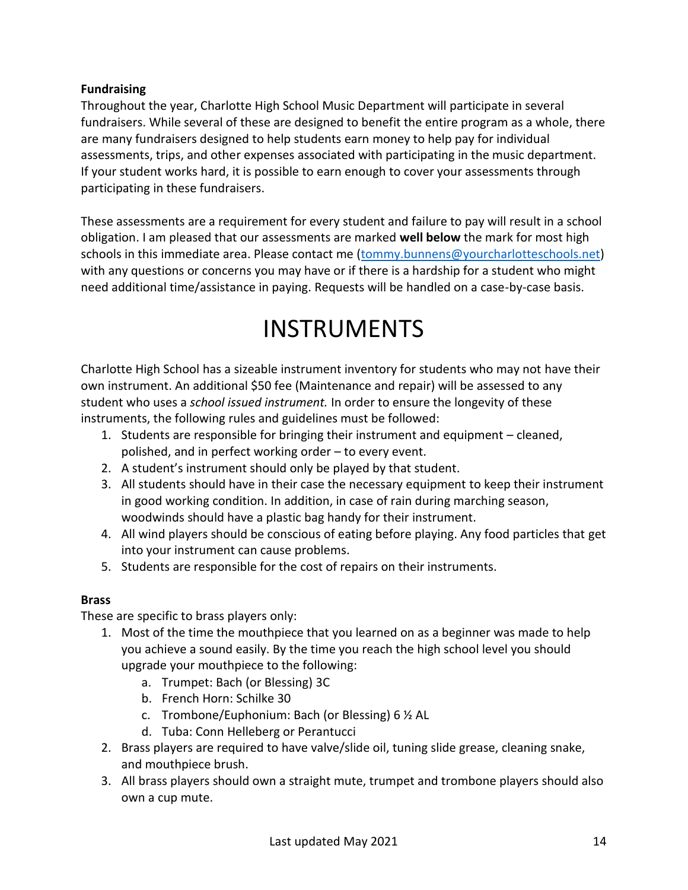**Fundraising**

Throughout the year, Charlotte High School Music Department will participate in several fundraisers. While several of these are designed to benefit the entire program as a whole, there are many fundraisers designed to help students earn money to help pay for individual assessments, trips, and other expenses associated with participating in the music department. If your student works hard, it is possible to earn enough to cover your assessments through participating in these fundraisers.

These assessments are a requirement for every student and failure to pay will result in a school obligation. I am pleased that our assessments are marked **well below** the mark for most high schools in this immediate area. Please contact me (tommy.bunnens@yourcharlotteschools.net) with any questions or concerns you may have or if there is a hardship for a student who might need additional time/assistance in paying. Requests will be handled on a case-by-case basis.

# INSTRUMENTS

Charlotte High School has a sizeable instrument inventory for students who may not have their own instrument. An additional $50 fee (Maintenance and repair) will be assessed to any student who uses a *school issued instrument.* In order to ensure the longevity of these instruments, the following rules and guidelines must be followed:

1. Students are responsible for bringing their instrument and equipment – cleaned, polished, and in perfect working order – to every event.
2. A student's instrument should only be played by that student.
3. All students should have in their case the necessary equipment to keep their instrument in good working condition. In addition, in case of rain during marching season, woodwinds should have a plastic bag handy for their instrument.
4. All wind players should be conscious of eating before playing. Any food particles that get into your instrument can cause problems.
5. Students are responsible for the cost of repairs on their instruments.

**Brass**

These are specific to brass players only:

1. Most of the time the mouthpiece that you learned on as a beginner was made to help you achieve a sound easily. By the time you reach the high school level you should upgrade your mouthpiece to the following:
   a. Trumpet: Bach (or Blessing) 3C
   b. French Horn: Schilke 30
   c. Trombone/Euphonium: Bach (or Blessing) 6 ½ AL
   d. Tuba: Conn Helleberg or Perantucci
2. Brass players are required to have valve/slide oil, tuning slide grease, cleaning snake, and mouthpiece brush.
3. All brass players should own a straight mute, trumpet and trombone players should also own a cup mute.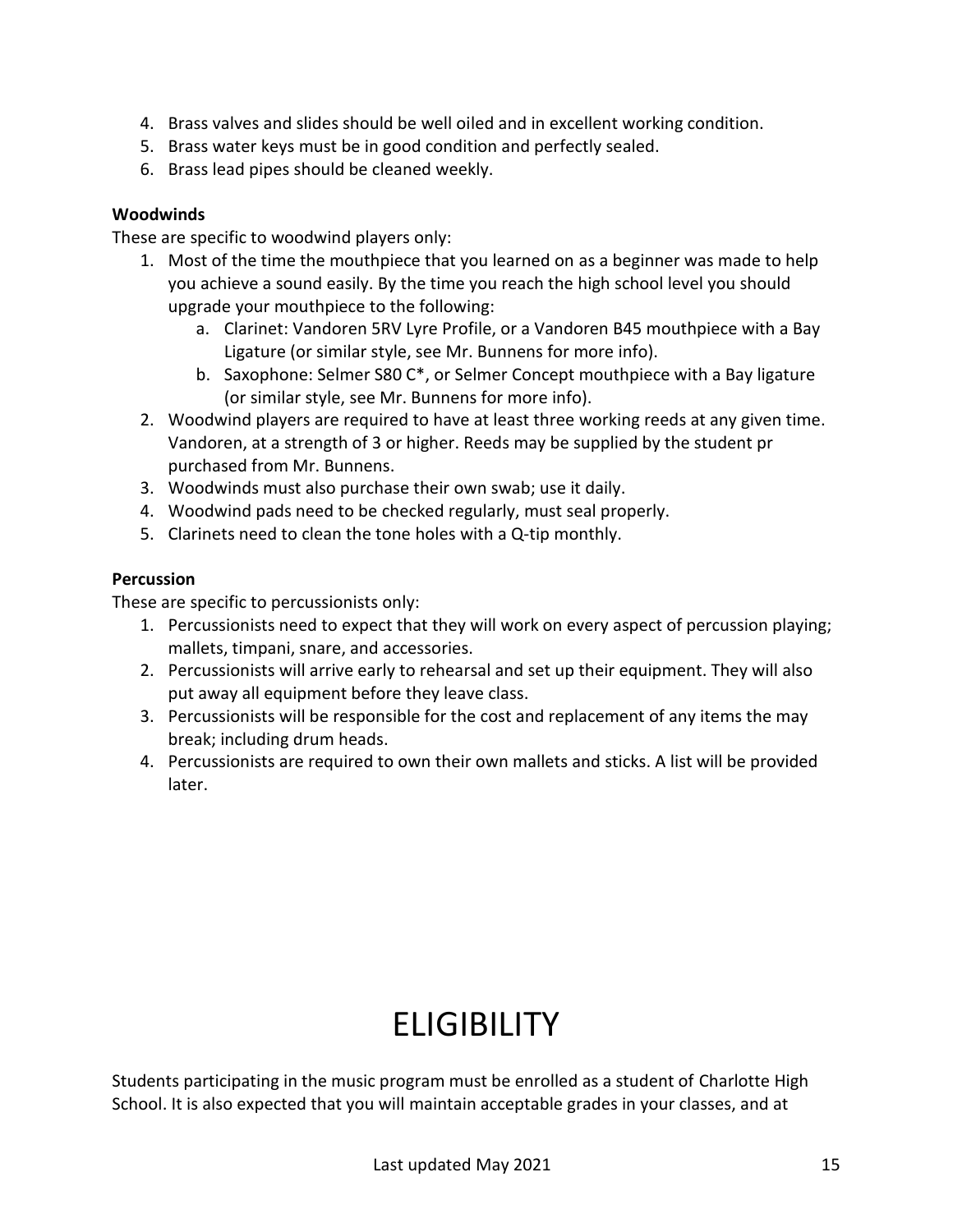4. Brass valves and slides should be well oiled and in excellent working condition.
5. Brass water keys must be in good condition and perfectly sealed.
6. Brass lead pipes should be cleaned weekly.

**Woodwinds**

These are specific to woodwind players only:

1. Most of the time the mouthpiece that you learned on as a beginner was made to help you achieve a sound easily. By the time you reach the high school level you should upgrade your mouthpiece to the following:
   a. Clarinet: Vandoren 5RV Lyre Profile, or a Vandoren B45 mouthpiece with a Bay Ligature (or similar style, see Mr. Bunnens for more info).
   b. Saxophone: Selmer S80 C*, or Selmer Concept mouthpiece with a Bay ligature (or similar style, see Mr. Bunnens for more info).
2. Woodwind players are required to have at least three working reeds at any given time. Vandoren, at a strength of 3 or higher. Reeds may be supplied by the student pr purchased from Mr. Bunnens.
3. Woodwinds must also purchase their own swab; use it daily.
4. Woodwind pads need to be checked regularly, must seal properly.
5. Clarinets need to clean the tone holes with a Q-tip monthly.

**Percussion**

These are specific to percussionists only:

1. Percussionists need to expect that they will work on every aspect of percussion playing; mallets, timpani, snare, and accessories.
2. Percussionists will arrive early to rehearsal and set up their equipment. They will also put away all equipment before they leave class.
3. Percussionists will be responsible for the cost and replacement of any items the may break; including drum heads.
4. Percussionists are required to own their own mallets and sticks. A list will be provided later.

# ELIGIBILITY

Students participating in the music program must be enrolled as a student of Charlotte High School. It is also expected that you will maintain acceptable grades in your classes, and at

Last updated May 2021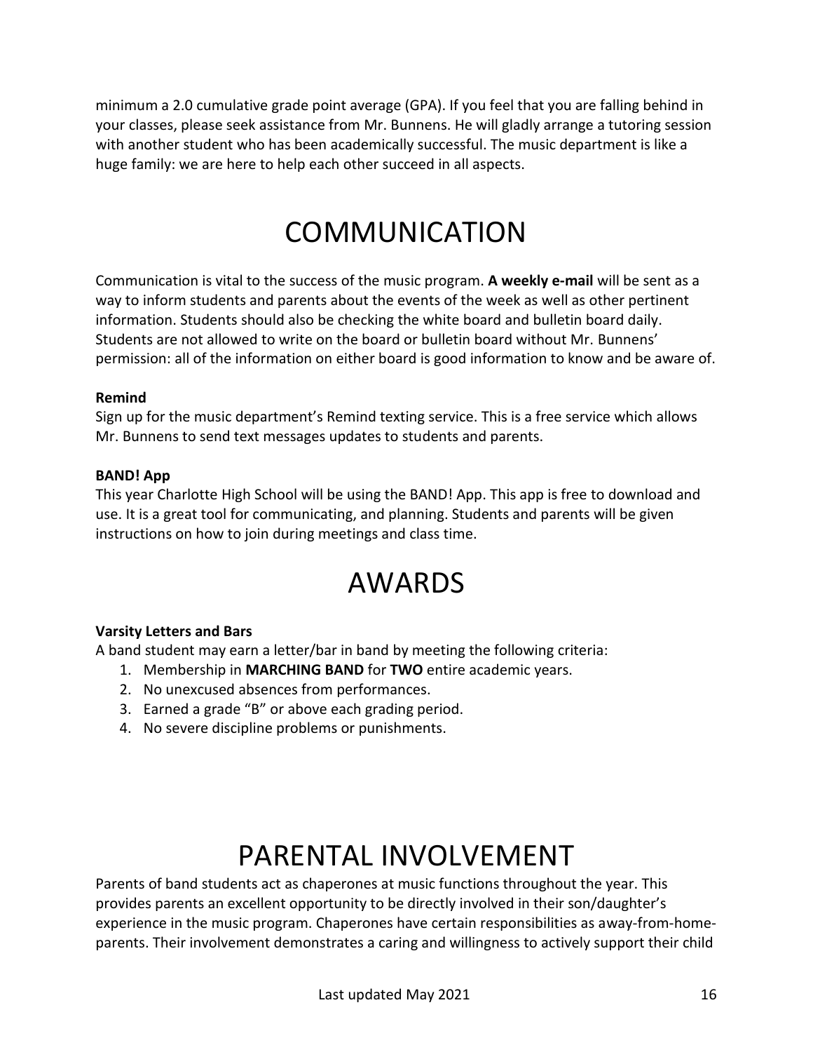minimum a 2.0 cumulative grade point average (GPA). If you feel that you are falling behind in your classes, please seek assistance from Mr. Bunnens. He will gladly arrange a tutoring session with another student who has been academically successful. The music department is like a huge family: we are here to help each other succeed in all aspects.

# COMMUNICATION

Communication is vital to the success of the music program. **A weekly e-mail** will be sent as a way to inform students and parents about the events of the week as well as other pertinent information. Students should also be checking the white board and bulletin board daily. Students are not allowed to write on the board or bulletin board without Mr. Bunnens' permission: all of the information on either board is good information to know and be aware of.

**Remind**
Sign up for the music department's Remind texting service. This is a free service which allows Mr. Bunnens to send text messages updates to students and parents.

**BAND! App**
This year Charlotte High School will be using the BAND! App. This app is free to download and use. It is a great tool for communicating, and planning. Students and parents will be given instructions on how to join during meetings and class time.

# AWARDS

**Varsity Letters and Bars**
A band student may earn a letter/bar in band by meeting the following criteria:

1. Membership in **MARCHING BAND** for **TWO** entire academic years.
2. No unexcused absences from performances.
3. Earned a grade "B" or above each grading period.
4. No severe discipline problems or punishments.

# PARENTAL INVOLVEMENT

Parents of band students act as chaperones at music functions throughout the year. This provides parents an excellent opportunity to be directly involved in their son/daughter's experience in the music program. Chaperones have certain responsibilities as away-from-home-parents. Their involvement demonstrates a caring and willingness to actively support their child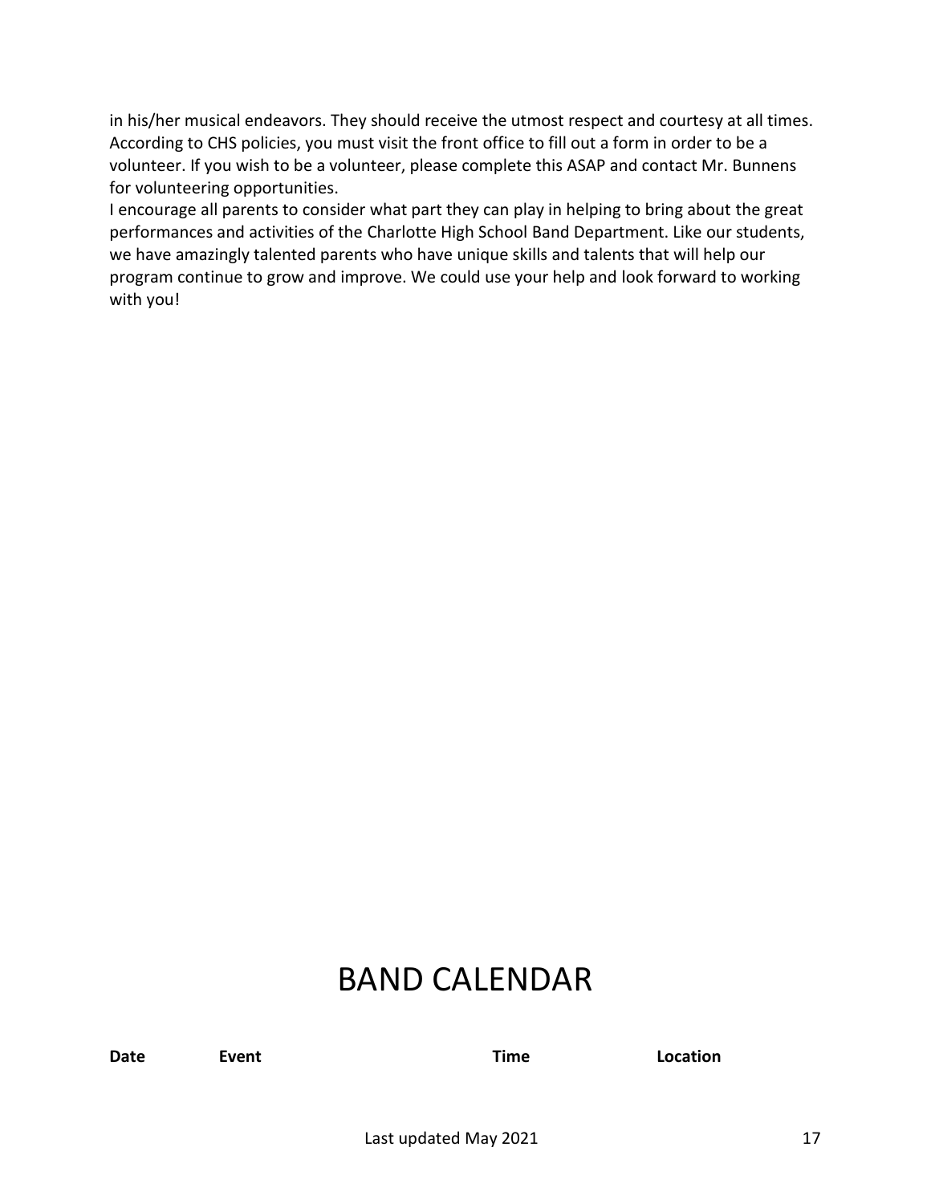in his/her musical endeavors. They should receive the utmost respect and courtesy at all times. According to CHS policies, you must visit the front office to fill out a form in order to be a volunteer. If you wish to be a volunteer, please complete this ASAP and contact Mr. Bunnens for volunteering opportunities.

I encourage all parents to consider what part they can play in helping to bring about the great performances and activities of the Charlotte High School Band Department. Like our students, we have amazingly talented parents who have unique skills and talents that will help our program continue to grow and improve. We could use your help and look forward to working with you!

# BAND CALENDAR

| Date | Event | Time | Location |
|---|---|---|---|

Last updated May 2021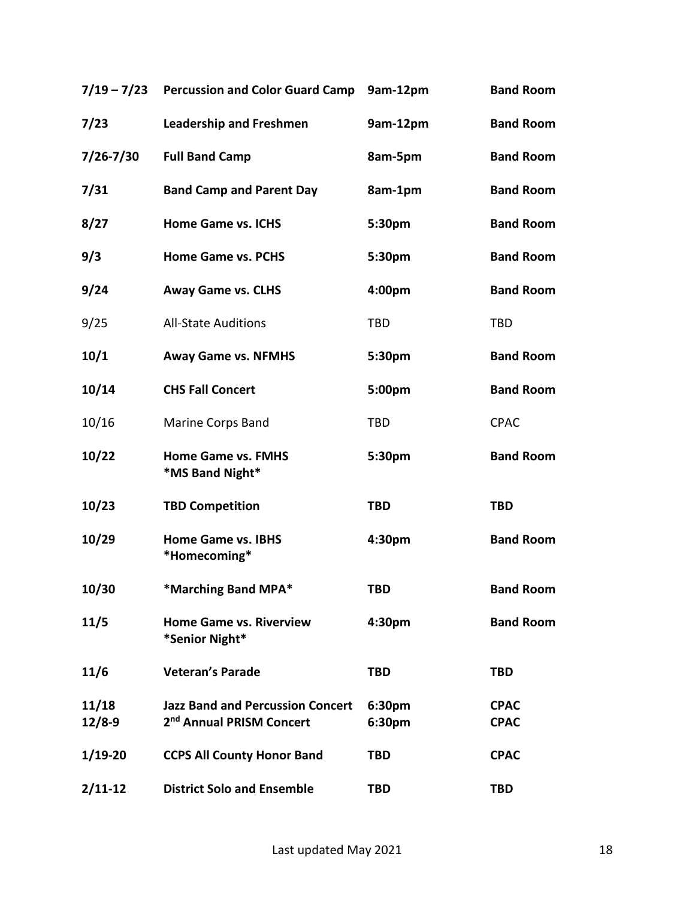| | | | |
|---|---|---|---|
| **7/19 – 7/23** | **Percussion and Color Guard Camp** | **9am-12pm** | **Band Room** |
| **7/23** | **Leadership and Freshmen** | **9am-12pm** | **Band Room** |
| **7/26-7/30** | **Full Band Camp** | **8am-5pm** | **Band Room** |
| **7/31** | **Band Camp and Parent Day** | **8am-1pm** | **Band Room** |
| **8/27** | **Home Game vs. ICHS** | **5:30pm** | **Band Room** |
| **9/3** | **Home Game vs. PCHS** | **5:30pm** | **Band Room** |
| **9/24** | **Away Game vs. CLHS** | **4:00pm** | **Band Room** |
| 9/25 | All-State Auditions | TBD | TBD |
| **10/1** | **Away Game vs. NFMHS** | **5:30pm** | **Band Room** |
| **10/14** | **CHS Fall Concert** | **5:00pm** | **Band Room** |
| 10/16 | Marine Corps Band | TBD | CPAC |
| **10/22** | **Home Game vs. FMHS *MS Band Night*** | **5:30pm** | **Band Room** |
| **10/23** | **TBD Competition** | **TBD** | **TBD** |
| **10/29** | **Home Game vs. IBHS *Homecoming*** | **4:30pm** | **Band Room** |
| **10/30** | ***Marching Band MPA*** | **TBD** | **Band Room** |
| **11/5** | **Home Game vs. Riverview *Senior Night*** | **4:30pm** | **Band Room** |
| **11/6** | **Veteran's Parade** | **TBD** | **TBD** |
| **11/18** | **Jazz Band and Percussion Concert** | **6:30pm** | **CPAC** |
| **12/8-9** | **2nd Annual PRISM Concert** | **6:30pm** | **CPAC** |
| **1/19-20** | **CCPS All County Honor Band** | **TBD** | **CPAC** |
| **2/11-12** | **District Solo and Ensemble** | **TBD** | **TBD** |

Last updated May 2021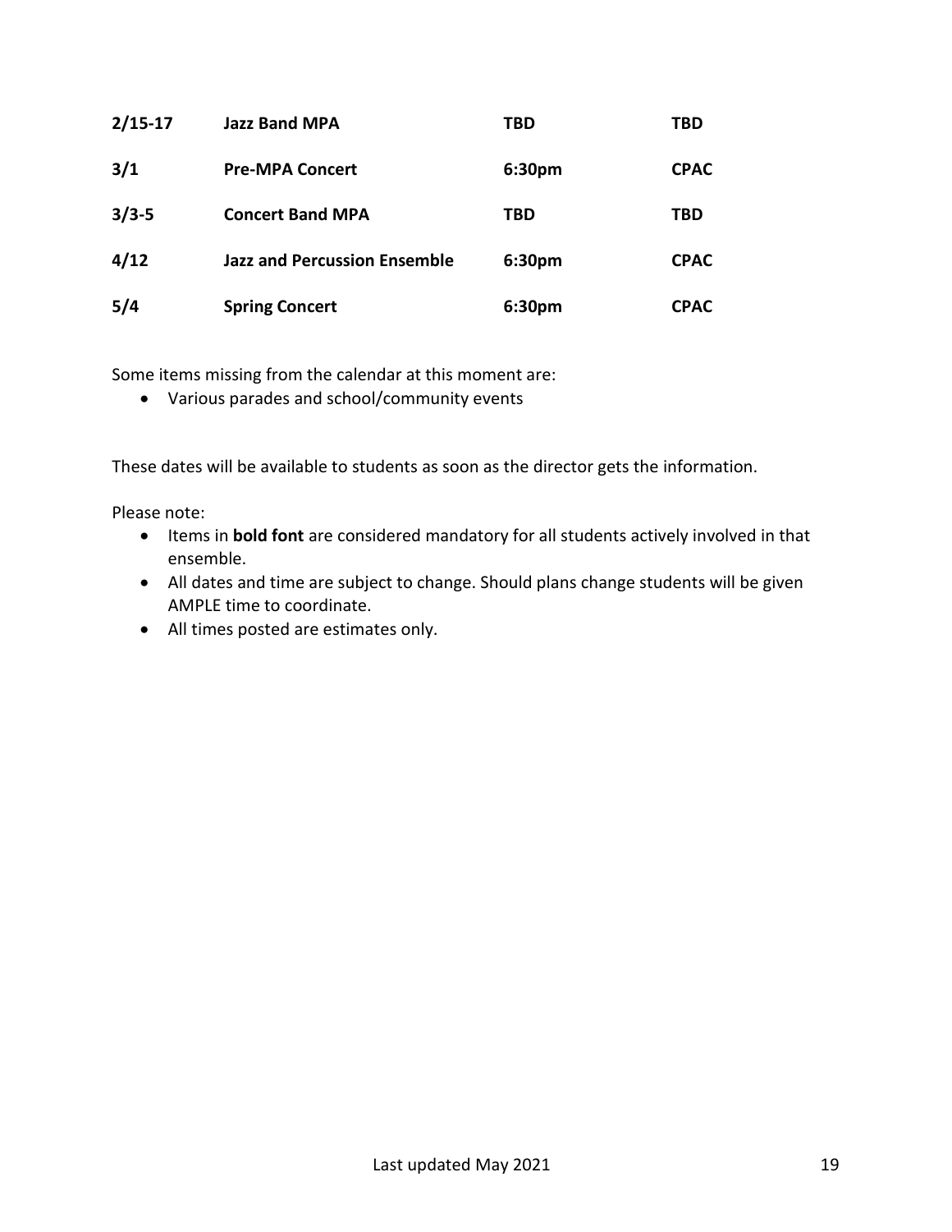| | | | |
|---|---|---|---|
| **2/15-17** | **Jazz Band MPA** | **TBD** | **TBD** |
| **3/1** | **Pre-MPA Concert** | **6:30pm** | **CPAC** |
| **3/3-5** | **Concert Band MPA** | **TBD** | **TBD** |
| **4/12** | **Jazz and Percussion Ensemble** | **6:30pm** | **CPAC** |
| **5/4** | **Spring Concert** | **6:30pm** | **CPAC** |

Some items missing from the calendar at this moment are:

- Various parades and school/community events

These dates will be available to students as soon as the director gets the information.

Please note:

- Items in **bold font** are considered mandatory for all students actively involved in that ensemble.
- All dates and time are subject to change. Should plans change students will be given AMPLE time to coordinate.
- All times posted are estimates only.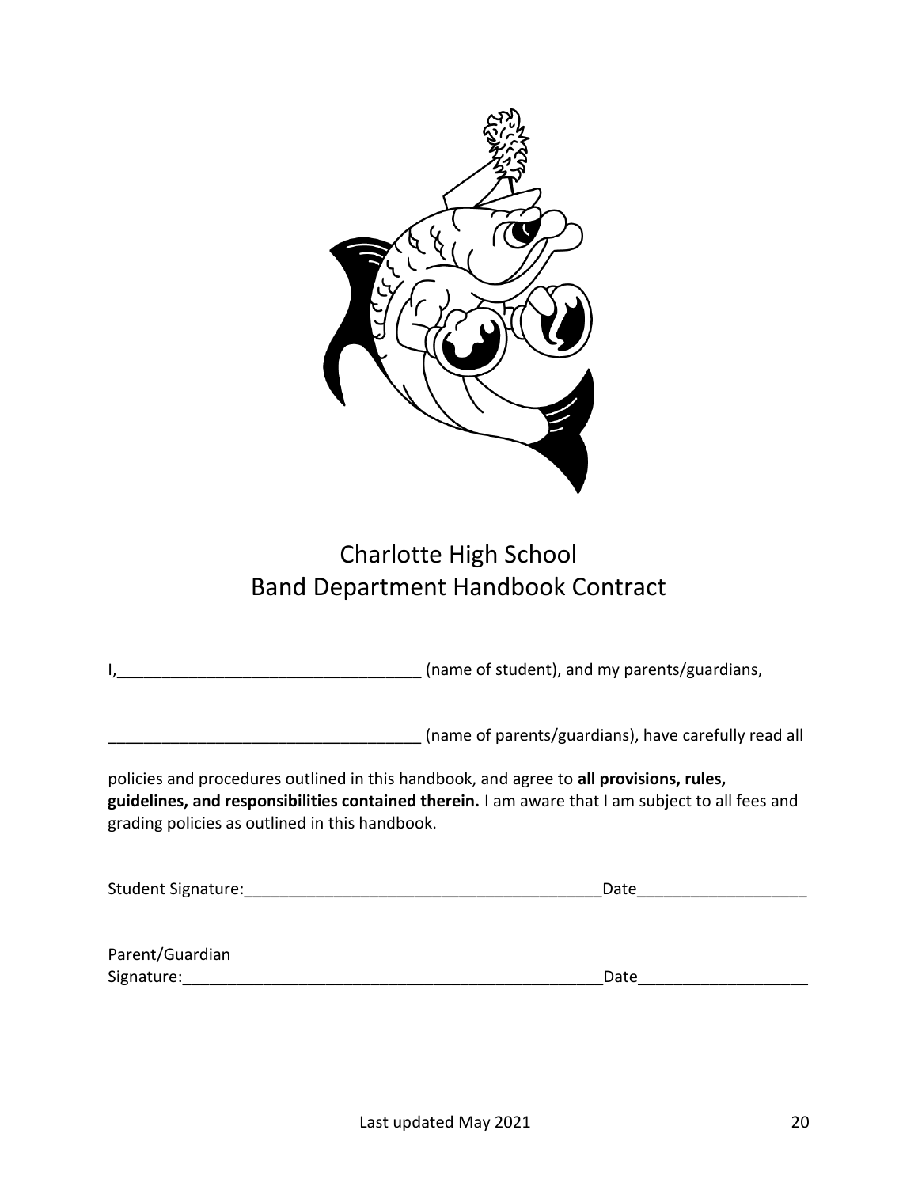# Charlotte High School
# Band Department Handbook Contract

I,__________________________________ (name of student), and my parents/guardians,

___________________________________ (name of parents/guardians), have carefully read all

policies and procedures outlined in this handbook, and agree to **all provisions, rules, guidelines, and responsibilities contained therein.** I am aware that I am subject to all fees and grading policies as outlined in this handbook.

Student Signature:_______________________________________Date___________________

Parent/Guardian
Signature:_______________________________________________Date___________________

Last updated May 2021